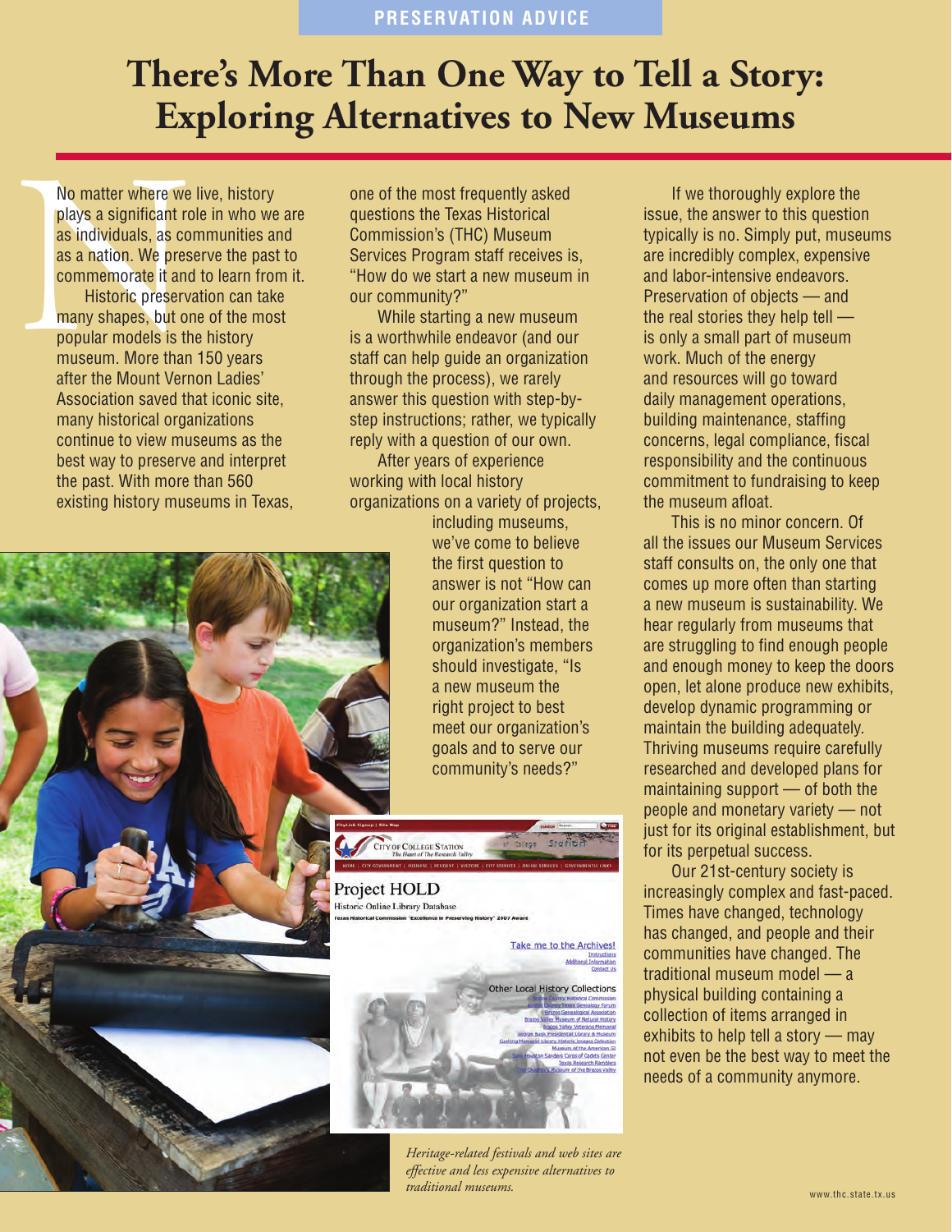PRESERVATION ADVICE

# There's More Than One Way to Tell a Story: Exploring Alternatives to New Museums

No matter where we live, history plays a significant role in who we are as individuals, as communities and as a nation. We preserve the past to commemorate it and to learn from it.

Historic preservation can take many shapes, but one of the most popular models is the history museum. More than 150 years after the Mount Vernon Ladies' Association saved that iconic site, many historical organizations continue to view museums as the best way to preserve and interpret the past. With more than 560 existing history museums in Texas, one of the most frequently asked questions the Texas Historical Commission's (THC) Museum Services Program staff receives is, "How do we start a new museum in our community?"

While starting a new museum is a worthwhile endeavor (and our staff can help guide an organization through the process), we rarely answer this question with step-by-step instructions; rather, we typically reply with a question of our own.

After years of experience working with local history organizations on a variety of projects, including museums, we've come to believe the first question to answer is not "How can our organization start a museum?" Instead, the organization's members should investigate, "Is a new museum the right project to best meet our organization's goals and to serve our community's needs?"

If we thoroughly explore the issue, the answer to this question typically is no. Simply put, museums are incredibly complex, expensive and labor-intensive endeavors. Preservation of objects — and the real stories they help tell — is only a small part of museum work. Much of the energy and resources will go toward daily management operations, building maintenance, staffing concerns, legal compliance, fiscal responsibility and the continuous commitment to fundraising to keep the museum afloat.

This is no minor concern. Of all the issues our Museum Services staff consults on, the only one that comes up more often than starting a new museum is sustainability. We hear regularly from museums that are struggling to find enough people and enough money to keep the doors open, let alone produce new exhibits, develop dynamic programming or maintain the building adequately. Thriving museums require carefully researched and developed plans for maintaining support — of both the people and monetary variety — not just for its original establishment, but for its perpetual success.

Our 21st-century society is increasingly complex and fast-paced. Times have changed, technology has changed, and people and their communities have changed. The traditional museum model — a physical building containing a collection of items arranged in exhibits to help tell a story — may not even be the best way to meet the needs of a community anymore.

*Heritage-related festivals and web sites are effective and less expensive alternatives to traditional museums.*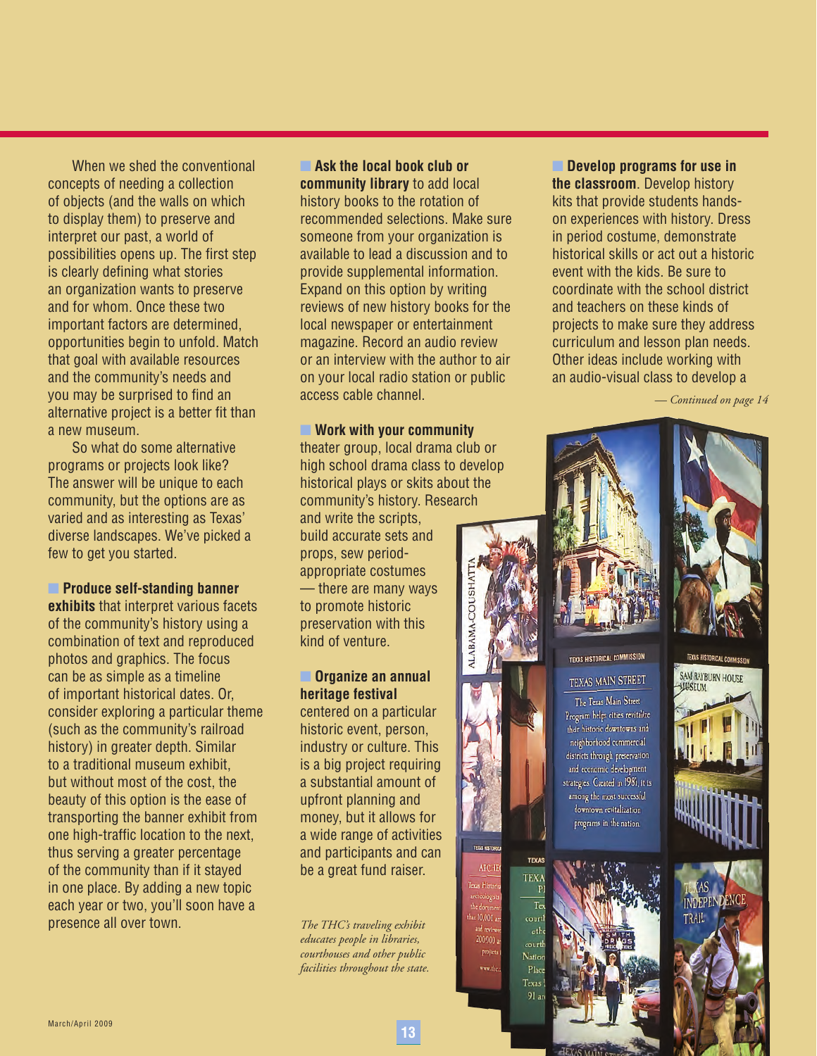When we shed the conventional concepts of needing a collection of objects (and the walls on which to display them) to preserve and interpret our past, a world of possibilities opens up. The first step is clearly defining what stories an organization wants to preserve and for whom. Once these two important factors are determined, opportunities begin to unfold. Match that goal with available resources and the community's needs and you may be surprised to find an alternative project is a better fit than a new museum.

So what do some alternative programs or projects look like? The answer will be unique to each community, but the options are as varied and as interesting as Texas' diverse landscapes. We've picked a few to get you started.

- **Produce self-standing banner exhibits** that interpret various facets of the community's history using a combination of text and reproduced photos and graphics. The focus can be as simple as a timeline of important historical dates. Or, consider exploring a particular theme (such as the community's railroad history) in greater depth. Similar to a traditional museum exhibit, but without most of the cost, the beauty of this option is the ease of transporting the banner exhibit from one high-traffic location to the next, thus serving a greater percentage of the community than if it stayed in one place. By adding a new topic each year or two, you'll soon have a presence all over town.

- **Ask the local book club or community library** to add local history books to the rotation of recommended selections. Make sure someone from your organization is available to lead a discussion and to provide supplemental information. Expand on this option by writing reviews of new history books for the local newspaper or entertainment magazine. Record an audio review or an interview with the author to air on your local radio station or public access cable channel.

- **Work with your community** theater group, local drama club or high school drama class to develop historical plays or skits about the community's history. Research and write the scripts, build accurate sets and props, sew period-appropriate costumes — there are many ways to promote historic preservation with this kind of venture.

- **Organize an annual heritage festival** centered on a particular historic event, person, industry or culture. This is a big project requiring a substantial amount of upfront planning and money, but it allows for a wide range of activities and participants and can be a great fund raiser.

*The THC's traveling exhibit educates people in libraries, courthouses and other public facilities throughout the state.*

- **Develop programs for use in the classroom**. Develop history kits that provide students hands-on experiences with history. Dress in period costume, demonstrate historical skills or act out a historic event with the kids. Be sure to coordinate with the school district and teachers on these kinds of projects to make sure they address curriculum and lesson plan needs. Other ideas include working with an audio-visual class to develop a

*— Continued on page 14*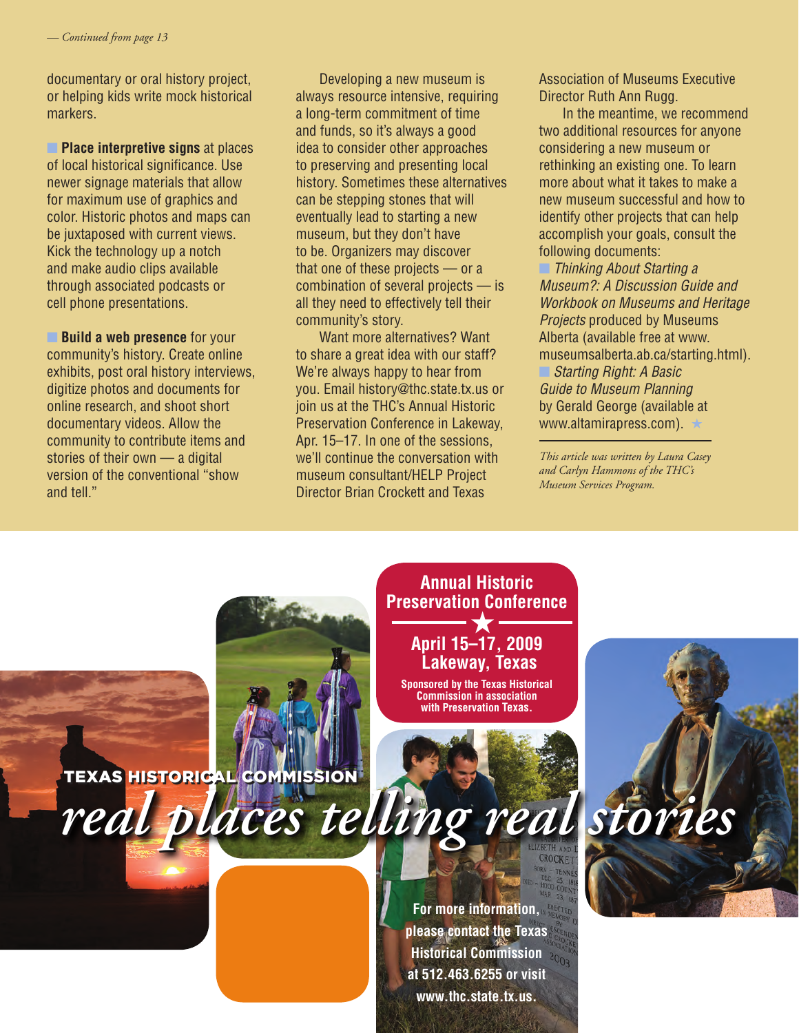— *Continued from page 13*

documentary or oral history project, or helping kids write mock historical markers.

- **Place interpretive signs** at places of local historical significance. Use newer signage materials that allow for maximum use of graphics and color. Historic photos and maps can be juxtaposed with current views. Kick the technology up a notch and make audio clips available through associated podcasts or cell phone presentations.

- **Build a web presence** for your community's history. Create online exhibits, post oral history interviews, digitize photos and documents for online research, and shoot short documentary videos. Allow the community to contribute items and stories of their own — a digital version of the conventional "show and tell."

Developing a new museum is always resource intensive, requiring a long-term commitment of time and funds, so it's always a good idea to consider other approaches to preserving and presenting local history. Sometimes these alternatives can be stepping stones that will eventually lead to starting a new museum, but they don't have to be. Organizers may discover that one of these projects — or a combination of several projects — is all they need to effectively tell their community's story.

Want more alternatives? Want to share a great idea with our staff? We're always happy to hear from you. Email history@thc.state.tx.us or join us at the THC's Annual Historic Preservation Conference in Lakeway, Apr. 15–17. In one of the sessions, we'll continue the conversation with museum consultant/HELP Project Director Brian Crockett and Texas Association of Museums Executive Director Ruth Ann Rugg.

In the meantime, we recommend two additional resources for anyone considering a new museum or rethinking an existing one. To learn more about what it takes to make a new museum successful and how to identify other projects that can help accomplish your goals, consult the following documents:

- *Thinking About Starting a Museum?: A Discussion Guide and Workbook on Museums and Heritage Projects* produced by Museums Alberta (available free at www.museumsalberta.ab.ca/starting.html).
- *Starting Right: A Basic Guide to Museum Planning* by Gerald George (available at www.altamirapress.com). ★

*This article was written by Laura Casey and Carlyn Hammons of the THC's Museum Services Program.*

**Annual Historic Preservation Conference**

**April 15–17, 2009**
**Lakeway, Texas**

**Sponsored by the Texas Historical Commission in association with Preservation Texas.**

TEXAS HISTORICAL COMMISSION

*real places telling real stories*

**For more information, please contact the Texas Historical Commission at 512.463.6255 or visit www.thc.state.tx.us.**